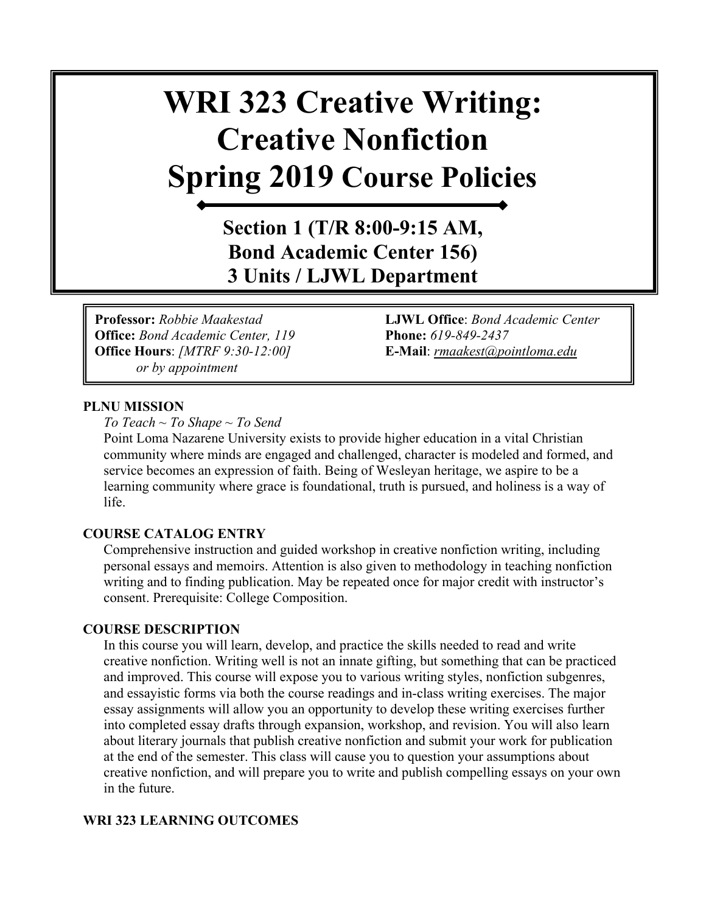# WRI 323 Creative Writing: Creative Nonfiction Spring 2019 Course Policies

## Section 1 (T/R 8:00-9:15 AM, Bond Academic Center 156) 3 Units / LJWL Department

**Professor:** *Robbie Maakestad*
**Office:** *Bond Academic Center, 119*
**Office Hours**: *[MTRF 9:30-12:00] or by appointment*

**LJWL Office**: *Bond Academic Center*
**Phone:** *619-849-2437*
**E-Mail**: *rmaakest@pointloma.edu*

**PLNU MISSION**

*To Teach ~ To Shape ~ To Send*

Point Loma Nazarene University exists to provide higher education in a vital Christian community where minds are engaged and challenged, character is modeled and formed, and service becomes an expression of faith. Being of Wesleyan heritage, we aspire to be a learning community where grace is foundational, truth is pursued, and holiness is a way of life.

**COURSE CATALOG ENTRY**

Comprehensive instruction and guided workshop in creative nonfiction writing, including personal essays and memoirs. Attention is also given to methodology in teaching nonfiction writing and to finding publication. May be repeated once for major credit with instructor's consent. Prerequisite: College Composition.

**COURSE DESCRIPTION**

In this course you will learn, develop, and practice the skills needed to read and write creative nonfiction. Writing well is not an innate gifting, but something that can be practiced and improved. This course will expose you to various writing styles, nonfiction subgenres, and essayistic forms via both the course readings and in-class writing exercises. The major essay assignments will allow you an opportunity to develop these writing exercises further into completed essay drafts through expansion, workshop, and revision. You will also learn about literary journals that publish creative nonfiction and submit your work for publication at the end of the semester. This class will cause you to question your assumptions about creative nonfiction, and will prepare you to write and publish compelling essays on your own in the future.

**WRI 323 LEARNING OUTCOMES**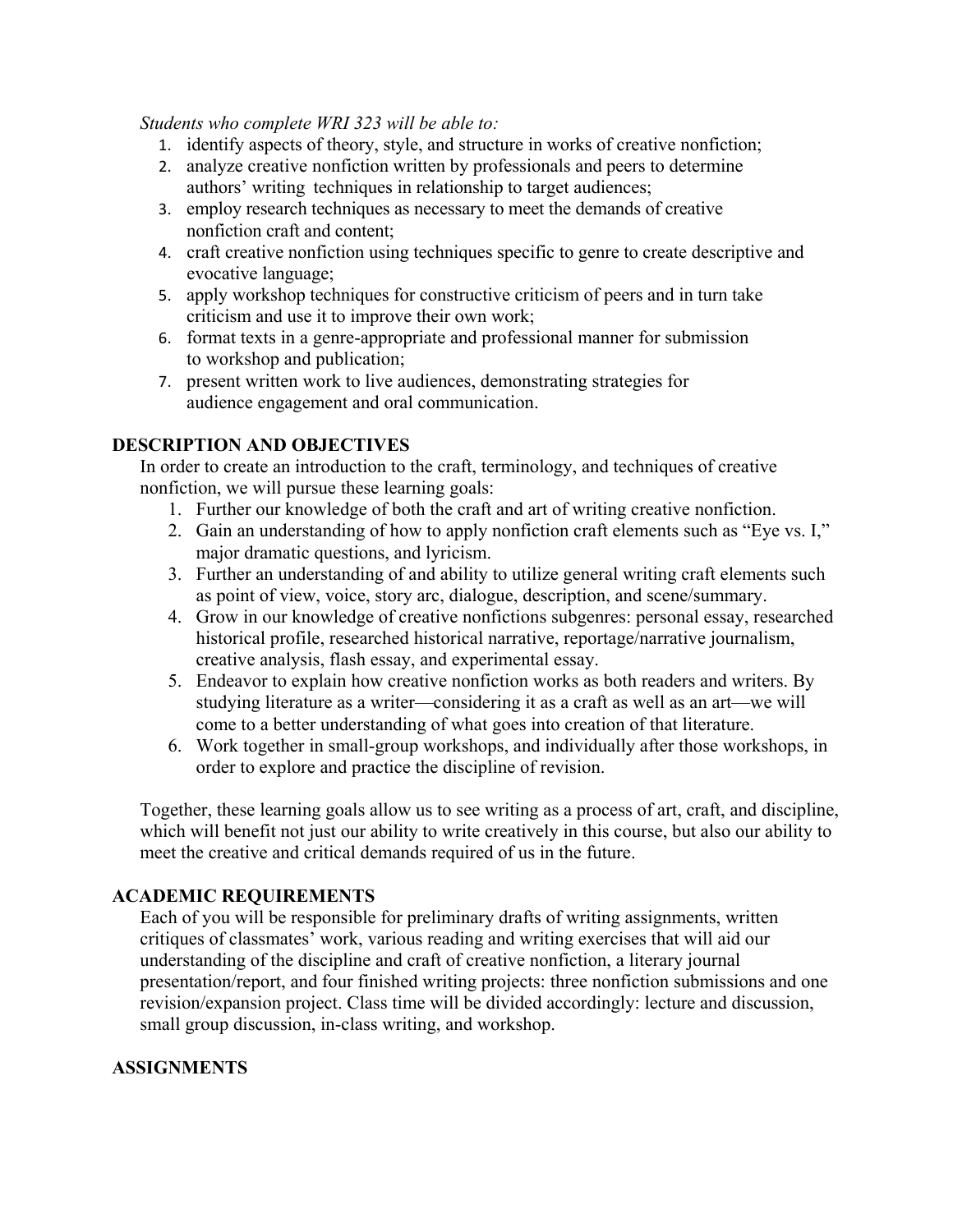*Students who complete WRI 323 will be able to:*

1. identify aspects of theory, style, and structure in works of creative nonfiction;
2. analyze creative nonfiction written by professionals and peers to determine authors' writing techniques in relationship to target audiences;
3. employ research techniques as necessary to meet the demands of creative nonfiction craft and content;
4. craft creative nonfiction using techniques specific to genre to create descriptive and evocative language;
5. apply workshop techniques for constructive criticism of peers and in turn take criticism and use it to improve their own work;
6. format texts in a genre-appropriate and professional manner for submission to workshop and publication;
7. present written work to live audiences, demonstrating strategies for audience engagement and oral communication.

## DESCRIPTION AND OBJECTIVES

In order to create an introduction to the craft, terminology, and techniques of creative nonfiction, we will pursue these learning goals:

1. Further our knowledge of both the craft and art of writing creative nonfiction.
2. Gain an understanding of how to apply nonfiction craft elements such as "Eye vs. I," major dramatic questions, and lyricism.
3. Further an understanding of and ability to utilize general writing craft elements such as point of view, voice, story arc, dialogue, description, and scene/summary.
4. Grow in our knowledge of creative nonfictions subgenres: personal essay, researched historical profile, researched historical narrative, reportage/narrative journalism, creative analysis, flash essay, and experimental essay.
5. Endeavor to explain how creative nonfiction works as both readers and writers. By studying literature as a writer—considering it as a craft as well as an art—we will come to a better understanding of what goes into creation of that literature.
6. Work together in small-group workshops, and individually after those workshops, in order to explore and practice the discipline of revision.

Together, these learning goals allow us to see writing as a process of art, craft, and discipline, which will benefit not just our ability to write creatively in this course, but also our ability to meet the creative and critical demands required of us in the future.

## ACADEMIC REQUIREMENTS

Each of you will be responsible for preliminary drafts of writing assignments, written critiques of classmates' work, various reading and writing exercises that will aid our understanding of the discipline and craft of creative nonfiction, a literary journal presentation/report, and four finished writing projects: three nonfiction submissions and one revision/expansion project. Class time will be divided accordingly: lecture and discussion, small group discussion, in-class writing, and workshop.

## ASSIGNMENTS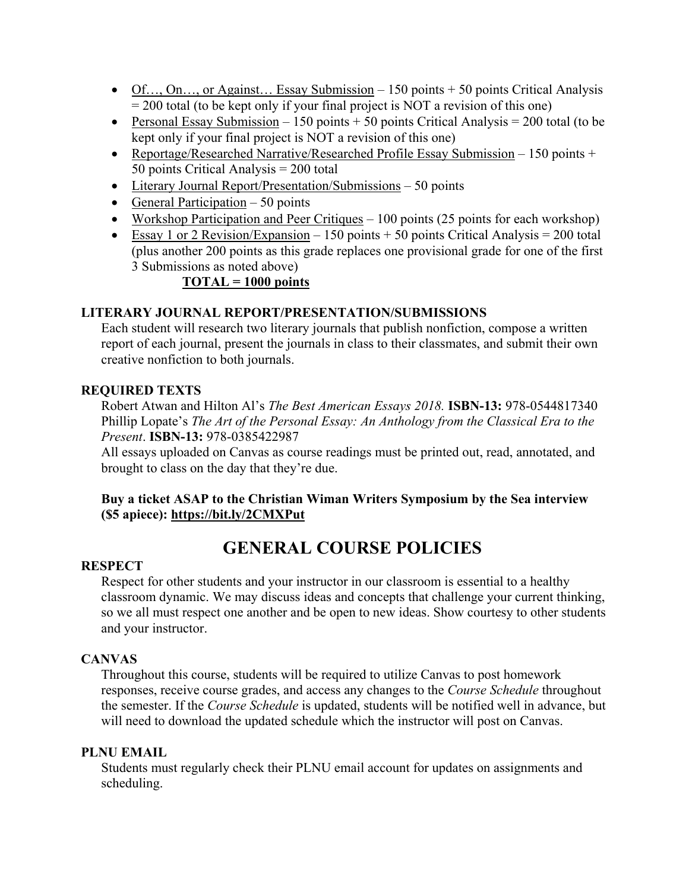- Of…, On…, or Against… Essay Submission – 150 points + 50 points Critical Analysis = 200 total (to be kept only if your final project is NOT a revision of this one)
- Personal Essay Submission – 150 points + 50 points Critical Analysis = 200 total (to be kept only if your final project is NOT a revision of this one)
- Reportage/Researched Narrative/Researched Profile Essay Submission – 150 points + 50 points Critical Analysis = 200 total
- Literary Journal Report/Presentation/Submissions – 50 points
- General Participation – 50 points
- Workshop Participation and Peer Critiques – 100 points (25 points for each workshop)
- Essay 1 or 2 Revision/Expansion – 150 points + 50 points Critical Analysis = 200 total (plus another 200 points as this grade replaces one provisional grade for one of the first 3 Submissions as noted above)

**TOTAL = 1000 points**

### LITERARY JOURNAL REPORT/PRESENTATION/SUBMISSIONS

Each student will research two literary journals that publish nonfiction, compose a written report of each journal, present the journals in class to their classmates, and submit their own creative nonfiction to both journals.

### REQUIRED TEXTS

Robert Atwan and Hilton Al's *The Best American Essays 2018.* **ISBN-13:** 978-0544817340
Phillip Lopate's *The Art of the Personal Essay: An Anthology from the Classical Era to the Present*. **ISBN-13:** 978-0385422987
All essays uploaded on Canvas as course readings must be printed out, read, annotated, and brought to class on the day that they're due.

**Buy a ticket ASAP to the Christian Wiman Writers Symposium by the Sea interview ($5 apiece): https://bit.ly/2CMXPut**

## GENERAL COURSE POLICIES

### RESPECT

Respect for other students and your instructor in our classroom is essential to a healthy classroom dynamic. We may discuss ideas and concepts that challenge your current thinking, so we all must respect one another and be open to new ideas. Show courtesy to other students and your instructor.

### CANVAS

Throughout this course, students will be required to utilize Canvas to post homework responses, receive course grades, and access any changes to the *Course Schedule* throughout the semester. If the *Course Schedule* is updated, students will be notified well in advance, but will need to download the updated schedule which the instructor will post on Canvas.

### PLNU EMAIL

Students must regularly check their PLNU email account for updates on assignments and scheduling.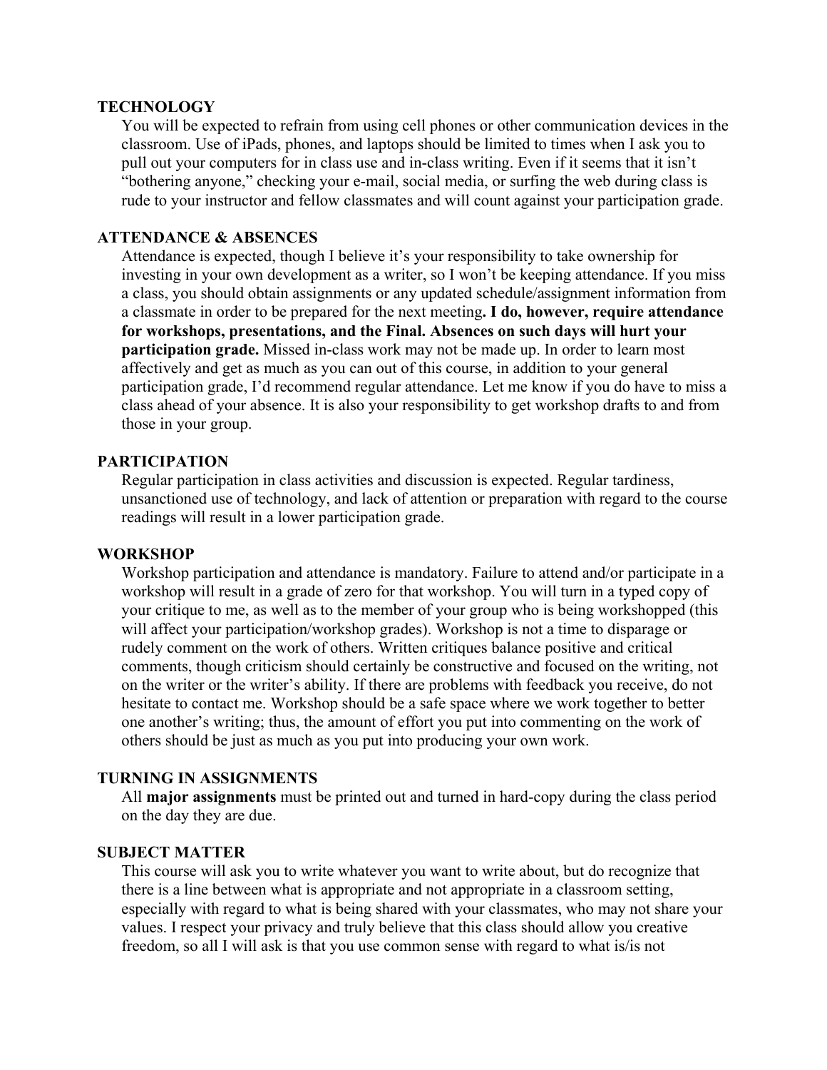## TECHNOLOGY

You will be expected to refrain from using cell phones or other communication devices in the classroom. Use of iPads, phones, and laptops should be limited to times when I ask you to pull out your computers for in class use and in-class writing. Even if it seems that it isn't "bothering anyone," checking your e-mail, social media, or surfing the web during class is rude to your instructor and fellow classmates and will count against your participation grade.

## ATTENDANCE & ABSENCES

Attendance is expected, though I believe it's your responsibility to take ownership for investing in your own development as a writer, so I won't be keeping attendance. If you miss a class, you should obtain assignments or any updated schedule/assignment information from a classmate in order to be prepared for the next meeting**. I do, however, require attendance for workshops, presentations, and the Final. Absences on such days will hurt your participation grade.** Missed in-class work may not be made up. In order to learn most affectively and get as much as you can out of this course, in addition to your general participation grade, I'd recommend regular attendance. Let me know if you do have to miss a class ahead of your absence. It is also your responsibility to get workshop drafts to and from those in your group.

## PARTICIPATION

Regular participation in class activities and discussion is expected. Regular tardiness, unsanctioned use of technology, and lack of attention or preparation with regard to the course readings will result in a lower participation grade.

## WORKSHOP

Workshop participation and attendance is mandatory. Failure to attend and/or participate in a workshop will result in a grade of zero for that workshop. You will turn in a typed copy of your critique to me, as well as to the member of your group who is being workshopped (this will affect your participation/workshop grades). Workshop is not a time to disparage or rudely comment on the work of others. Written critiques balance positive and critical comments, though criticism should certainly be constructive and focused on the writing, not on the writer or the writer's ability. If there are problems with feedback you receive, do not hesitate to contact me. Workshop should be a safe space where we work together to better one another's writing; thus, the amount of effort you put into commenting on the work of others should be just as much as you put into producing your own work.

## TURNING IN ASSIGNMENTS

All **major assignments** must be printed out and turned in hard-copy during the class period on the day they are due.

## SUBJECT MATTER

This course will ask you to write whatever you want to write about, but do recognize that there is a line between what is appropriate and not appropriate in a classroom setting, especially with regard to what is being shared with your classmates, who may not share your values. I respect your privacy and truly believe that this class should allow you creative freedom, so all I will ask is that you use common sense with regard to what is/is not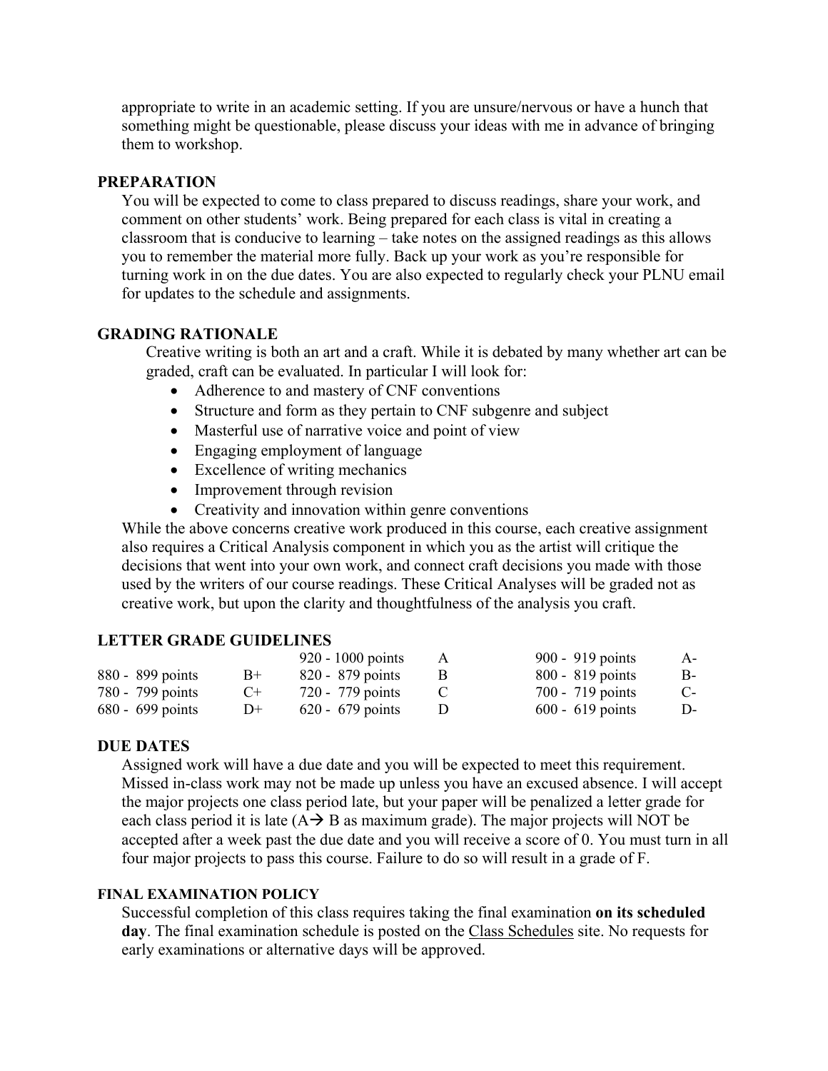appropriate to write in an academic setting. If you are unsure/nervous or have a hunch that something might be questionable, please discuss your ideas with me in advance of bringing them to workshop.

## PREPARATION

You will be expected to come to class prepared to discuss readings, share your work, and comment on other students' work. Being prepared for each class is vital in creating a classroom that is conducive to learning – take notes on the assigned readings as this allows you to remember the material more fully. Back up your work as you're responsible for turning work in on the due dates. You are also expected to regularly check your PLNU email for updates to the schedule and assignments.

## GRADING RATIONALE

Creative writing is both an art and a craft. While it is debated by many whether art can be graded, craft can be evaluated. In particular I will look for:

- Adherence to and mastery of CNF conventions
- Structure and form as they pertain to CNF subgenre and subject
- Masterful use of narrative voice and point of view
- Engaging employment of language
- Excellence of writing mechanics
- Improvement through revision
- Creativity and innovation within genre conventions

While the above concerns creative work produced in this course, each creative assignment also requires a Critical Analysis component in which you as the artist will critique the decisions that went into your own work, and connect craft decisions you made with those used by the writers of our course readings. These Critical Analyses will be graded not as creative work, but upon the clarity and thoughtfulness of the analysis you craft.

## LETTER GRADE GUIDELINES

| | | | | | |
|---|---|---|---|---|---|
| | | 920 - 1000 points | A | 900 - 919 points | A- |
| 880 - 899 points | B+ | 820 - 879 points | B | 800 - 819 points | B- |
| 780 - 799 points | C+ | 720 - 779 points | C | 700 - 719 points | C- |
| 680 - 699 points | D+ | 620 - 679 points | D | 600 - 619 points | D- |

## DUE DATES

Assigned work will have a due date and you will be expected to meet this requirement. Missed in-class work may not be made up unless you have an excused absence. I will accept the major projects one class period late, but your paper will be penalized a letter grade for each class period it is late (A→ B as maximum grade). The major projects will NOT be accepted after a week past the due date and you will receive a score of 0. You must turn in all four major projects to pass this course. Failure to do so will result in a grade of F.

## FINAL EXAMINATION POLICY

Successful completion of this class requires taking the final examination **on its scheduled day**. The final examination schedule is posted on the Class Schedules site. No requests for early examinations or alternative days will be approved.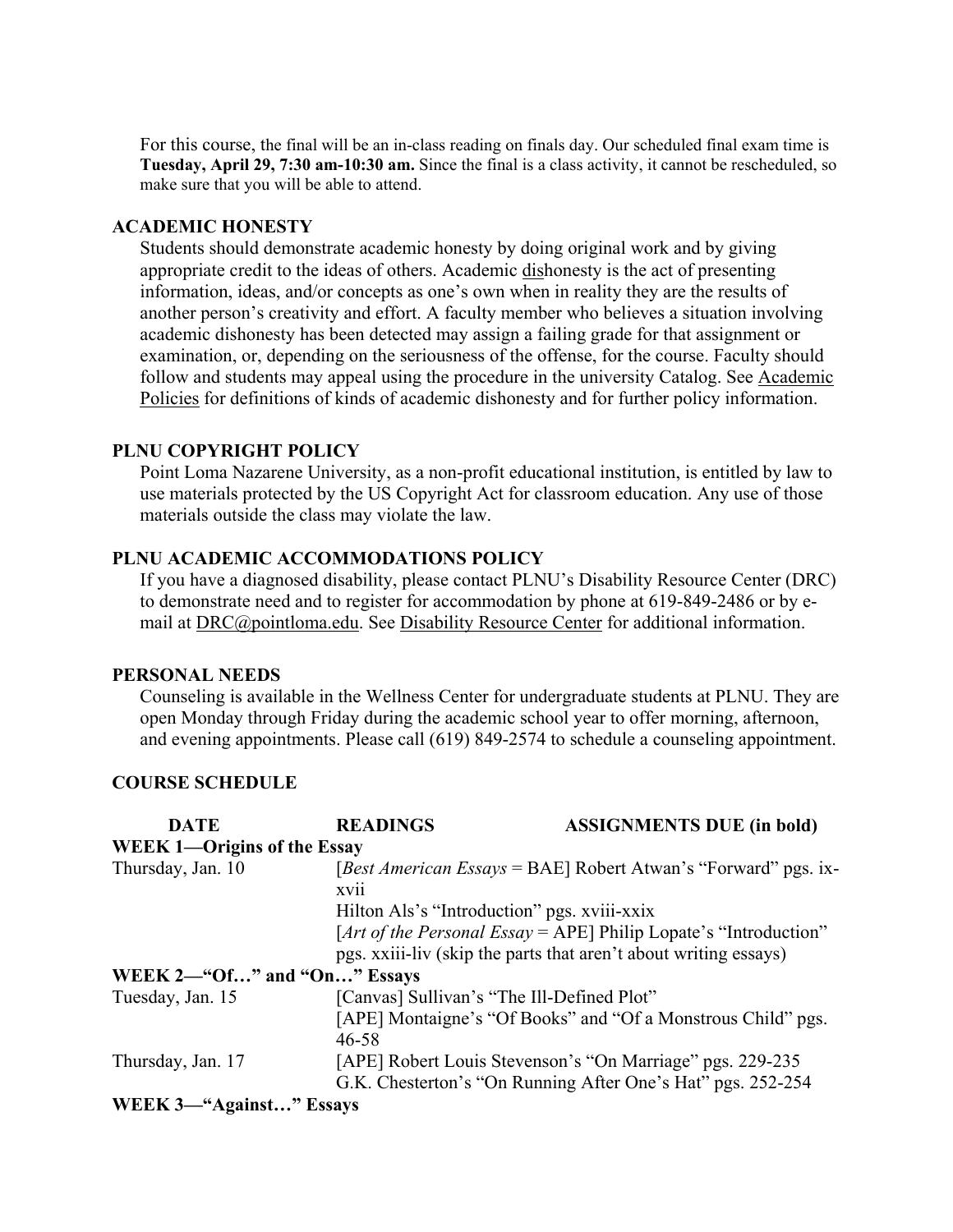For this course, the final will be an in-class reading on finals day. Our scheduled final exam time is **Tuesday, April 29, 7:30 am-10:30 am.** Since the final is a class activity, it cannot be rescheduled, so make sure that you will be able to attend.

## ACADEMIC HONESTY

Students should demonstrate academic honesty by doing original work and by giving appropriate credit to the ideas of others. Academic dishonesty is the act of presenting information, ideas, and/or concepts as one's own when in reality they are the results of another person's creativity and effort. A faculty member who believes a situation involving academic dishonesty has been detected may assign a failing grade for that assignment or examination, or, depending on the seriousness of the offense, for the course. Faculty should follow and students may appeal using the procedure in the university Catalog. See Academic Policies for definitions of kinds of academic dishonesty and for further policy information.

## PLNU COPYRIGHT POLICY

Point Loma Nazarene University, as a non-profit educational institution, is entitled by law to use materials protected by the US Copyright Act for classroom education. Any use of those materials outside the class may violate the law.

## PLNU ACADEMIC ACCOMMODATIONS POLICY

If you have a diagnosed disability, please contact PLNU's Disability Resource Center (DRC) to demonstrate need and to register for accommodation by phone at 619-849-2486 or by e-mail at DRC@pointloma.edu. See Disability Resource Center for additional information.

## PERSONAL NEEDS

Counseling is available in the Wellness Center for undergraduate students at PLNU. They are open Monday through Friday during the academic school year to offer morning, afternoon, and evening appointments. Please call (619) 849-2574 to schedule a counseling appointment.

## COURSE SCHEDULE

| DATE | READINGS | ASSIGNMENTS DUE (in bold) |
|---|---|---|
| **WEEK 1—Origins of the Essay** | | |
| Thursday, Jan. 10 | [*Best American Essays* = BAE] Robert Atwan's "Forward" pgs. ix-xvii<br>Hilton Als's "Introduction" pgs. xviii-xxix<br>[*Art of the Personal Essay* = APE] Philip Lopate's "Introduction" pgs. xxiii-liv (skip the parts that aren't about writing essays) | |
| **WEEK 2—"Of…" and "On…" Essays** | | |
| Tuesday, Jan. 15 | [Canvas] Sullivan's "The Ill-Defined Plot"<br>[APE] Montaigne's "Of Books" and "Of a Monstrous Child" pgs. 46-58 | |
| Thursday, Jan. 17 | [APE] Robert Louis Stevenson's "On Marriage" pgs. 229-235<br>G.K. Chesterton's "On Running After One's Hat" pgs. 252-254 | |
| **WEEK 3—"Against…" Essays** | | |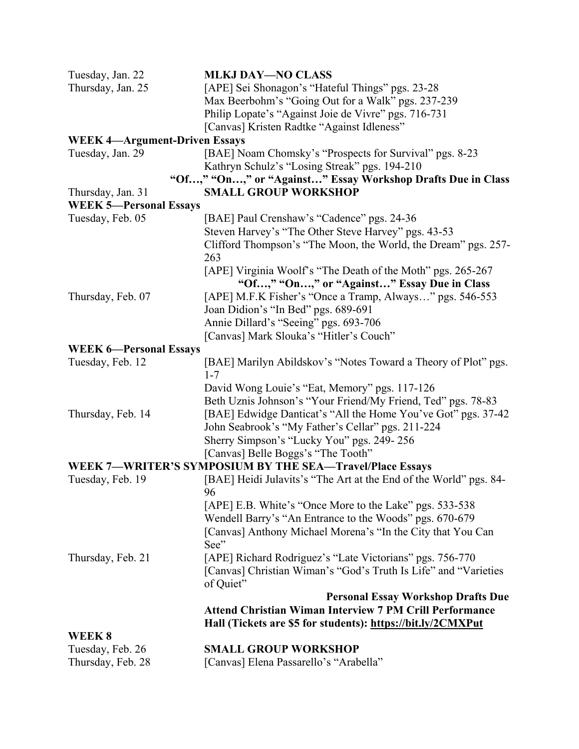| | |
|---|---|
| Tuesday, Jan. 22 | **MLKJ DAY—NO CLASS** |
| Thursday, Jan. 25 | [APE] Sei Shonagon's "Hateful Things" pgs. 23-28<br>Max Beerbohm's "Going Out for a Walk" pgs. 237-239<br>Philip Lopate's "Against Joie de Vivre" pgs. 716-731<br>[Canvas] Kristen Radtke "Against Idleness" |
| **WEEK 4—Argument-Driven Essays** | |
| Tuesday, Jan. 29 | [BAE] Noam Chomsky's "Prospects for Survival" pgs. 8-23<br>Kathryn Schulz's "Losing Streak" pgs. 194-210<br>**"Of…," "On…," or "Against…" Essay Workshop Drafts Due in Class** |
| Thursday, Jan. 31 | **SMALL GROUP WORKSHOP** |
| **WEEK 5—Personal Essays** | |
| Tuesday, Feb. 05 | [BAE] Paul Crenshaw's "Cadence" pgs. 24-36<br>Steven Harvey's "The Other Steve Harvey" pgs. 43-53<br>Clifford Thompson's "The Moon, the World, the Dream" pgs. 257-263<br>[APE] Virginia Woolf's "The Death of the Moth" pgs. 265-267<br>**"Of…," "On…," or "Against…" Essay Due in Class** |
| Thursday, Feb. 07 | [APE] M.F.K Fisher's "Once a Tramp, Always…" pgs. 546-553<br>Joan Didion's "In Bed" pgs. 689-691<br>Annie Dillard's "Seeing" pgs. 693-706<br>[Canvas] Mark Slouka's "Hitler's Couch" |
| **WEEK 6—Personal Essays** | |
| Tuesday, Feb. 12 | [BAE] Marilyn Abildskov's "Notes Toward a Theory of Plot" pgs. 1-7<br>David Wong Louie's "Eat, Memory" pgs. 117-126<br>Beth Uznis Johnson's "Your Friend/My Friend, Ted" pgs. 78-83 |
| Thursday, Feb. 14 | [BAE] Edwidge Danticat's "All the Home You've Got" pgs. 37-42<br>John Seabrook's "My Father's Cellar" pgs. 211-224<br>Sherry Simpson's "Lucky You" pgs. 249- 256<br>[Canvas] Belle Boggs's "The Tooth" |
| **WEEK 7—WRITER'S SYMPOSIUM BY THE SEA—Travel/Place Essays** | |
| Tuesday, Feb. 19 | [BAE] Heidi Julavits's "The Art at the End of the World" pgs. 84-96<br>[APE] E.B. White's "Once More to the Lake" pgs. 533-538<br>Wendell Barry's "An Entrance to the Woods" pgs. 670-679<br>[Canvas] Anthony Michael Morena's "In the City that You Can See" |
| Thursday, Feb. 21 | [APE] Richard Rodriguez's "Late Victorians" pgs. 756-770<br>[Canvas] Christian Wiman's "God's Truth Is Life" and "Varieties of Quiet"<br>**Personal Essay Workshop Drafts Due**<br>**Attend Christian Wiman Interview 7 PM Crill Performance Hall (Tickets are $5 for students): https://bit.ly/2CMXPut** |
| **WEEK 8** | |
| Tuesday, Feb. 26 | **SMALL GROUP WORKSHOP** |
| Thursday, Feb. 28 | [Canvas] Elena Passarello's "Arabella" |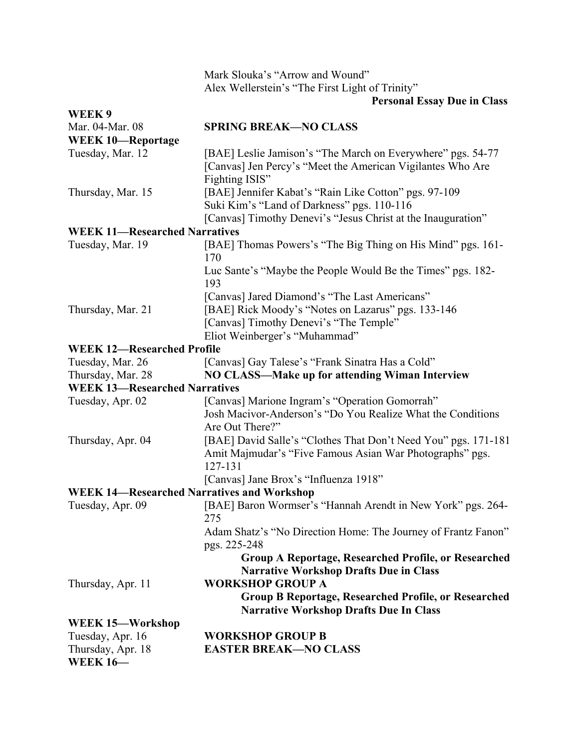| | |
|---|---|
| | Mark Slouka's "Arrow and Wound" |
| | Alex Wellerstein's "The First Light of Trinity" |
| | **Personal Essay Due in Class** |
| **WEEK 9** | |
| Mar. 04-Mar. 08 | **SPRING BREAK—NO CLASS** |
| **WEEK 10—Reportage** | |
| Tuesday, Mar. 12 | [BAE] Leslie Jamison's "The March on Everywhere" pgs. 54-77 |
| | [Canvas] Jen Percy's "Meet the American Vigilantes Who Are Fighting ISIS" |
| Thursday, Mar. 15 | [BAE] Jennifer Kabat's "Rain Like Cotton" pgs. 97-109 |
| | Suki Kim's "Land of Darkness" pgs. 110-116 |
| | [Canvas] Timothy Denevi's "Jesus Christ at the Inauguration" |
| **WEEK 11—Researched Narratives** | |
| Tuesday, Mar. 19 | [BAE] Thomas Powers's "The Big Thing on His Mind" pgs. 161-170 |
| | Luc Sante's "Maybe the People Would Be the Times" pgs. 182-193 |
| | [Canvas] Jared Diamond's "The Last Americans" |
| Thursday, Mar. 21 | [BAE] Rick Moody's "Notes on Lazarus" pgs. 133-146 |
| | [Canvas] Timothy Denevi's "The Temple" |
| | Eliot Weinberger's "Muhammad" |
| **WEEK 12—Researched Profile** | |
| Tuesday, Mar. 26 | [Canvas] Gay Talese's "Frank Sinatra Has a Cold" |
| Thursday, Mar. 28 | **NO CLASS—Make up for attending Wiman Interview** |
| **WEEK 13—Researched Narratives** | |
| Tuesday, Apr. 02 | [Canvas] Marione Ingram's "Operation Gomorrah" |
| | Josh Macivor-Anderson's "Do You Realize What the Conditions Are Out There?" |
| Thursday, Apr. 04 | [BAE] David Salle's "Clothes That Don't Need You" pgs. 171-181 |
| | Amit Majmudar's "Five Famous Asian War Photographs" pgs. 127-131 |
| | [Canvas] Jane Brox's "Influenza 1918" |
| **WEEK 14—Researched Narratives and Workshop** | |
| Tuesday, Apr. 09 | [BAE] Baron Wormser's "Hannah Arendt in New York" pgs. 264-275 |
| | Adam Shatz's "No Direction Home: The Journey of Frantz Fanon" pgs. 225-248 |
| | **Group A Reportage, Researched Profile, or Researched Narrative Workshop Drafts Due in Class** |
| Thursday, Apr. 11 | **WORKSHOP GROUP A** |
| | **Group B Reportage, Researched Profile, or Researched Narrative Workshop Drafts Due In Class** |
| **WEEK 15—Workshop** | |
| Tuesday, Apr. 16 | **WORKSHOP GROUP B** |
| Thursday, Apr. 18 | **EASTER BREAK—NO CLASS** |
| **WEEK 16—** | |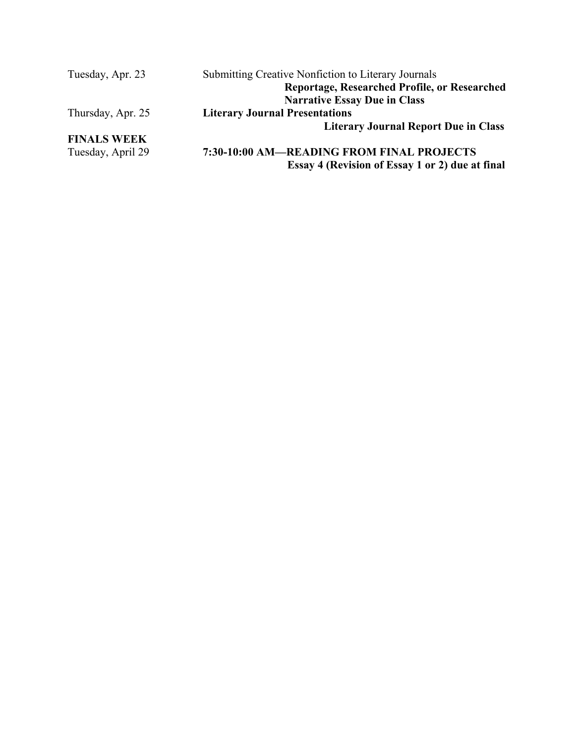| | |
|---|---|
| Tuesday, Apr. 23 | Submitting Creative Nonfiction to Literary Journals<br>**Reportage, Researched Profile, or Researched Narrative Essay Due in Class** |
| Thursday, Apr. 25 | **Literary Journal Presentations**<br>**Literary Journal Report Due in Class** |
| **FINALS WEEK** | |
| Tuesday, April 29 | **7:30-10:00 AM—READING FROM FINAL PROJECTS**<br>**Essay 4 (Revision of Essay 1 or 2) due at final** |